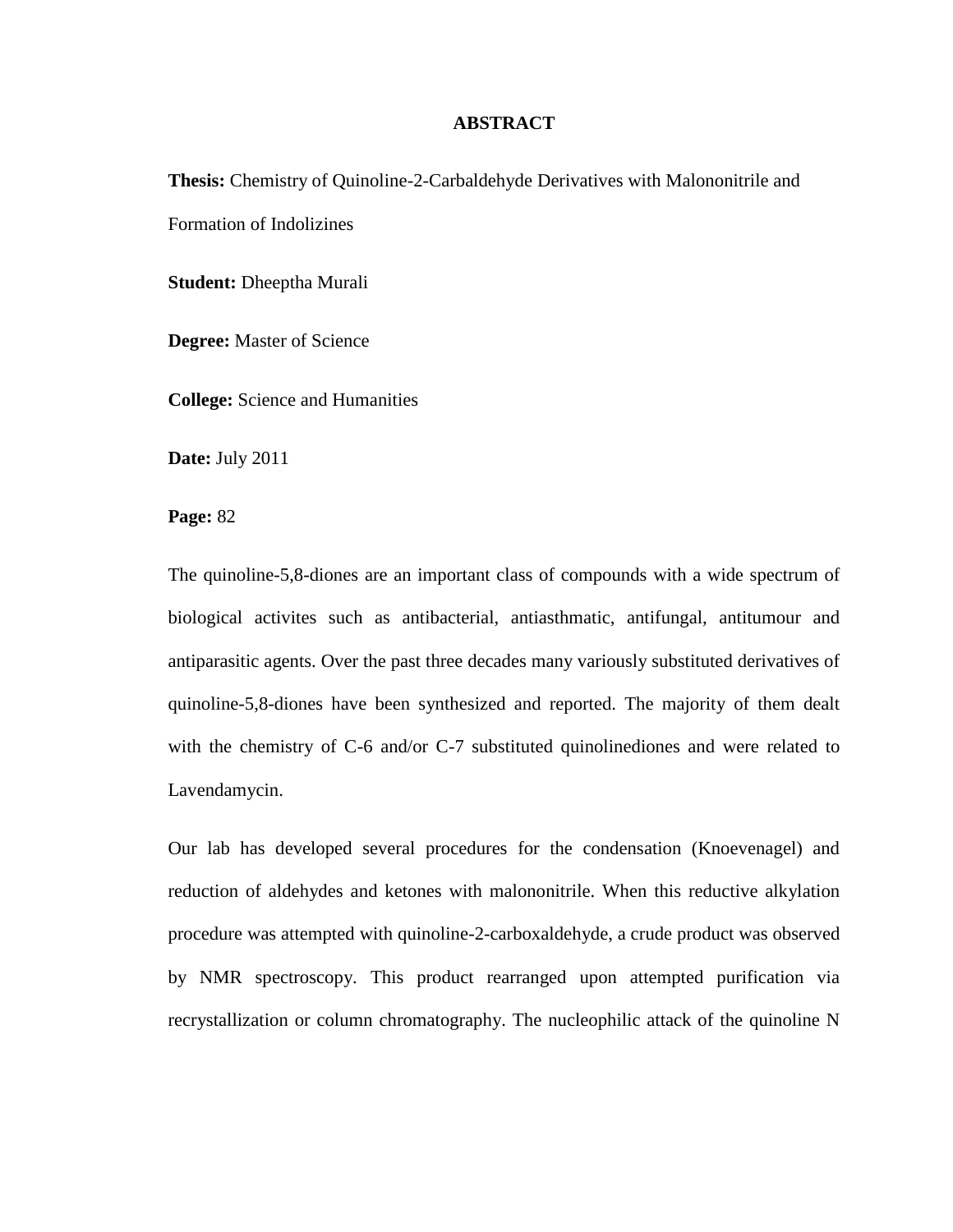# ABSTRACT

**Thesis:** Chemistry of Quinoline-2-Carbaldehyde Derivatives with Malononitrile and Formation of Indolizines

**Student:** Dheeptha Murali

**Degree:** Master of Science

**College:** Science and Humanities

**Date:** July 2011

**Page:** 82

The quinoline-5,8-diones are an important class of compounds with a wide spectrum of biological activites such as antibacterial, antiasthmatic, antifungal, antitumour and antiparasitic agents. Over the past three decades many variously substituted derivatives of quinoline-5,8-diones have been synthesized and reported. The majority of them dealt with the chemistry of C-6 and/or C-7 substituted quinolinediones and were related to Lavendamycin.

Our lab has developed several procedures for the condensation (Knoevenagel) and reduction of aldehydes and ketones with malononitrile. When this reductive alkylation procedure was attempted with quinoline-2-carboxaldehyde, a crude product was observed by NMR spectroscopy. This product rearranged upon attempted purification via recrystallization or column chromatography. The nucleophilic attack of the quinoline N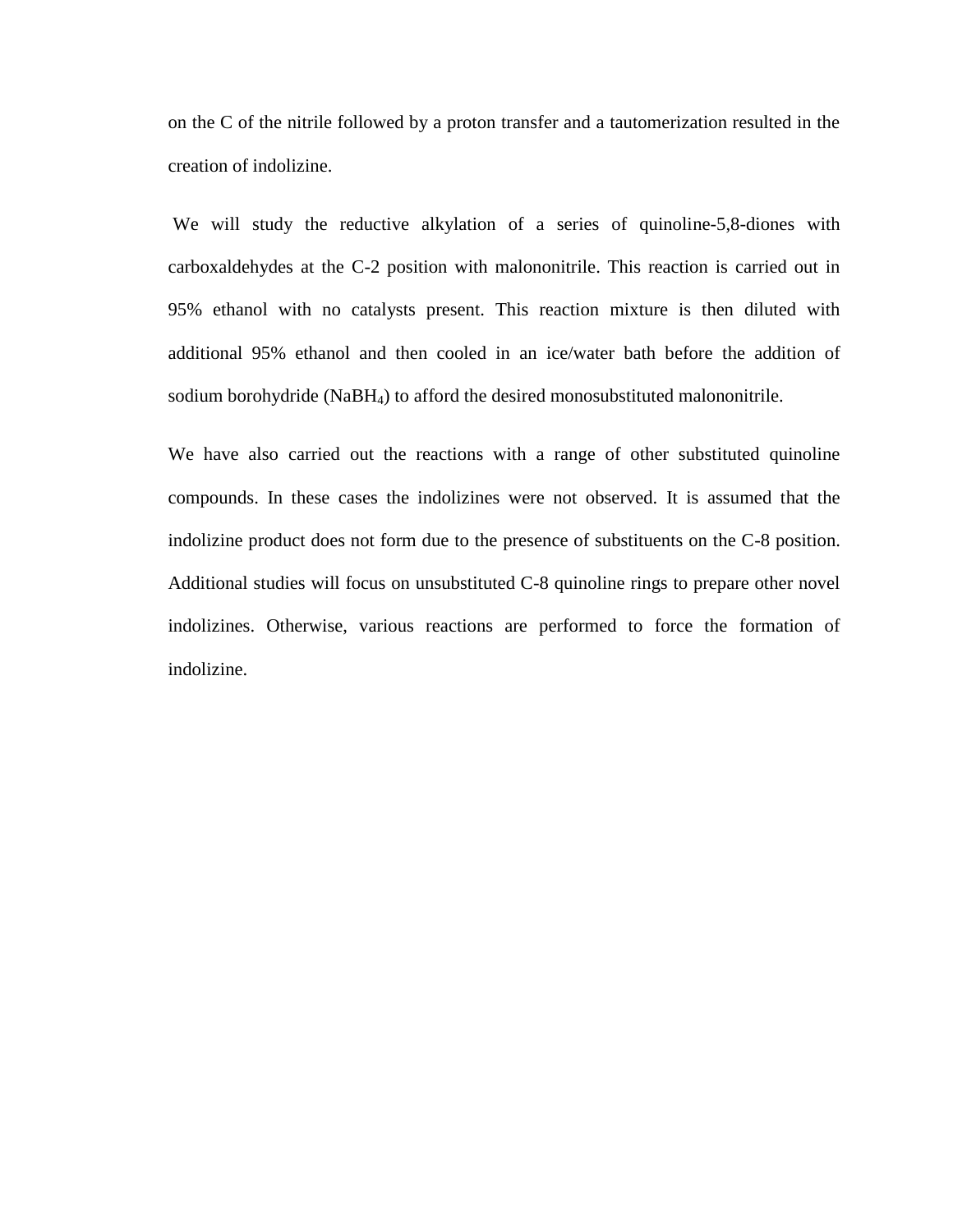on the C of the nitrile followed by a proton transfer and a tautomerization resulted in the creation of indolizine.

We will study the reductive alkylation of a series of quinoline-5,8-diones with carboxaldehydes at the C-2 position with malononitrile. This reaction is carried out in 95% ethanol with no catalysts present. This reaction mixture is then diluted with additional 95% ethanol and then cooled in an ice/water bath before the addition of sodium borohydride ($NaBH_4$) to afford the desired monosubstituted malononitrile.

We have also carried out the reactions with a range of other substituted quinoline compounds. In these cases the indolizines were not observed. It is assumed that the indolizine product does not form due to the presence of substituents on the C-8 position. Additional studies will focus on unsubstituted C-8 quinoline rings to prepare other novel indolizines. Otherwise, various reactions are performed to force the formation of indolizine.